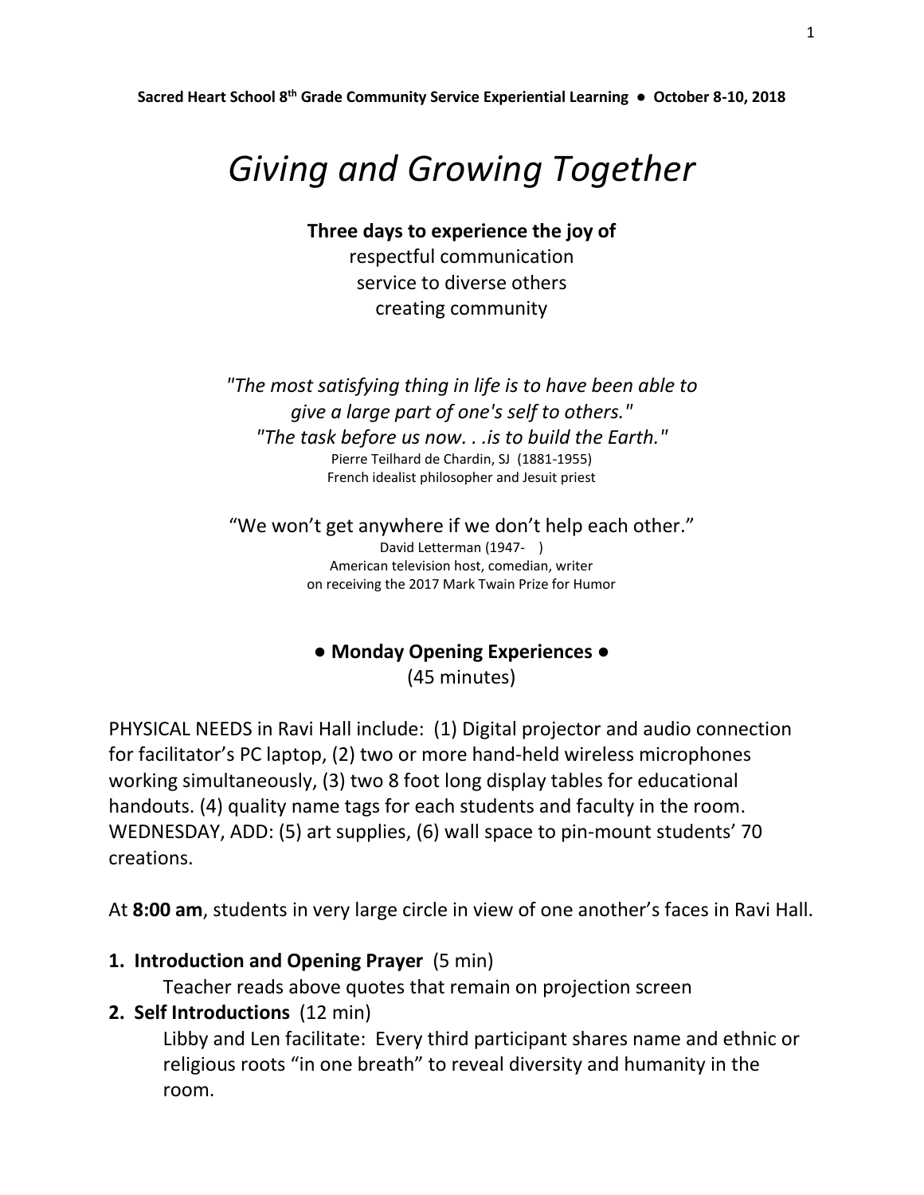**Sacred Heart School 8th Grade Community Service Experiential Learning ● October 8-10, 2018**

# *Giving and Growing Together*

**Three days to experience the joy of**
respectful communication
service to diverse others
creating community

*"The most satisfying thing in life is to have been able to give a large part of one's self to others."*
*"The task before us now. . .is to build the Earth."*
Pierre Teilhard de Chardin, SJ (1881-1955)
French idealist philosopher and Jesuit priest

"We won't get anywhere if we don't help each other."
David Letterman (1947- )
American television host, comedian, writer
on receiving the 2017 Mark Twain Prize for Humor

## ● Monday Opening Experiences ●

(45 minutes)

PHYSICAL NEEDS in Ravi Hall include: (1) Digital projector and audio connection for facilitator's PC laptop, (2) two or more hand-held wireless microphones working simultaneously, (3) two 8 foot long display tables for educational handouts. (4) quality name tags for each students and faculty in the room. WEDNESDAY, ADD: (5) art supplies, (6) wall space to pin-mount students' 70 creations.

At **8:00 am**, students in very large circle in view of one another's faces in Ravi Hall.

1. **Introduction and Opening Prayer** (5 min)
   Teacher reads above quotes that remain on projection screen
2. **Self Introductions** (12 min)
   Libby and Len facilitate: Every third participant shares name and ethnic or religious roots "in one breath" to reveal diversity and humanity in the room.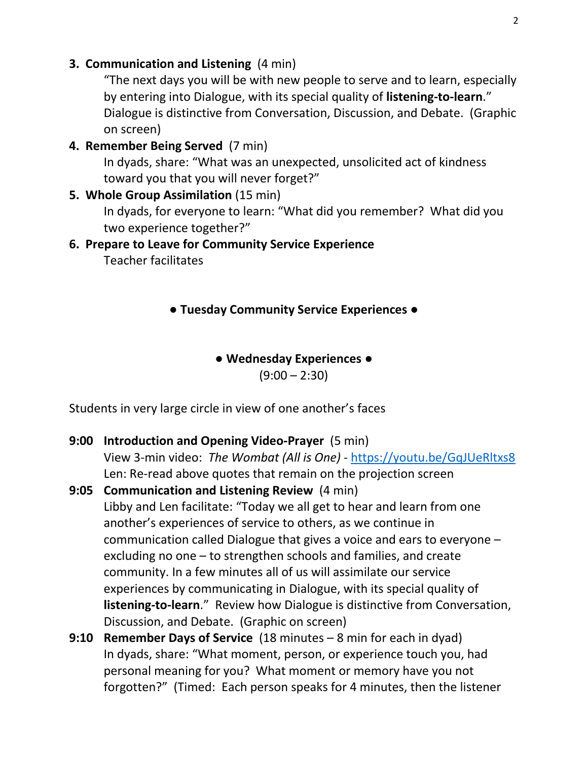3. **Communication and Listening** (4 min)
   "The next days you will be with new people to serve and to learn, especially by entering into Dialogue, with its special quality of **listening-to-learn**." Dialogue is distinctive from Conversation, Discussion, and Debate. (Graphic on screen)
4. **Remember Being Served** (7 min)
   In dyads, share: "What was an unexpected, unsolicited act of kindness toward you that you will never forget?"
5. **Whole Group Assimilation** (15 min)
   In dyads, for everyone to learn: "What did you remember? What did you two experience together?"
6. **Prepare to Leave for Community Service Experience**
   Teacher facilitates

**● Tuesday Community Service Experiences ●**

**● Wednesday Experiences ●**
(9:00 – 2:30)

Students in very large circle in view of one another's faces

**9:00 Introduction and Opening Video-Prayer** (5 min)
View 3-min video: *The Wombat (All is One)* - https://youtu.be/GqJUeRltxs8
Len: Re-read above quotes that remain on the projection screen

**9:05 Communication and Listening Review** (4 min)
Libby and Len facilitate: "Today we all get to hear and learn from one another's experiences of service to others, as we continue in communication called Dialogue that gives a voice and ears to everyone – excluding no one – to strengthen schools and families, and create community. In a few minutes all of us will assimilate our service experiences by communicating in Dialogue, with its special quality of **listening-to-learn**." Review how Dialogue is distinctive from Conversation, Discussion, and Debate. (Graphic on screen)

**9:10 Remember Days of Service** (18 minutes – 8 min for each in dyad)
In dyads, share: "What moment, person, or experience touch you, had personal meaning for you? What moment or memory have you not forgotten?" (Timed: Each person speaks for 4 minutes, then the listener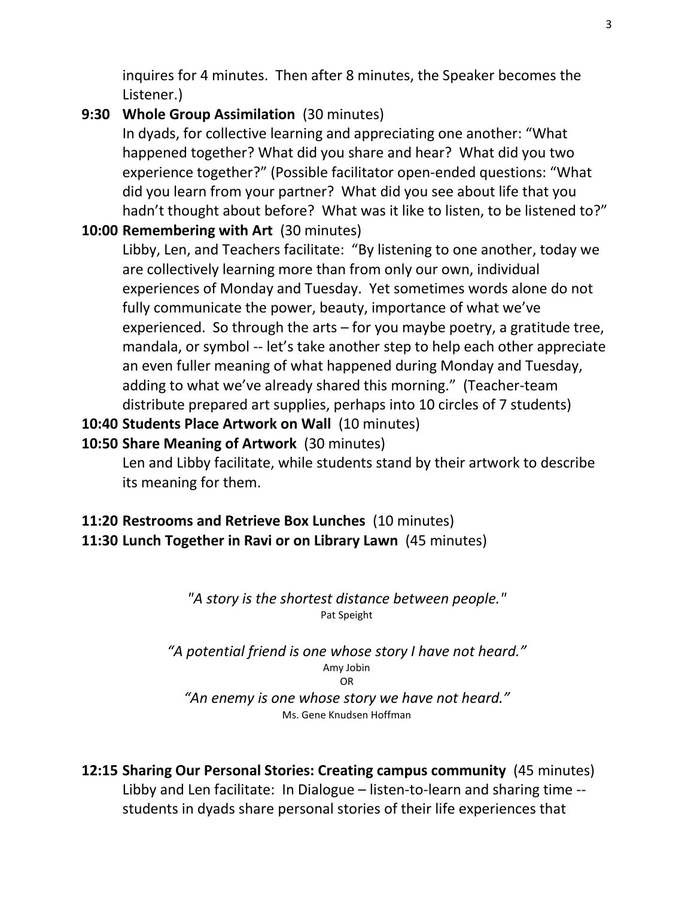inquires for 4 minutes. Then after 8 minutes, the Speaker becomes the Listener.)

**9:30 Whole Group Assimilation** (30 minutes)
In dyads, for collective learning and appreciating one another: "What happened together? What did you share and hear? What did you two experience together?" (Possible facilitator open-ended questions: "What did you learn from your partner? What did you see about life that you hadn't thought about before? What was it like to listen, to be listened to?"

**10:00 Remembering with Art** (30 minutes)
Libby, Len, and Teachers facilitate: "By listening to one another, today we are collectively learning more than from only our own, individual experiences of Monday and Tuesday. Yet sometimes words alone do not fully communicate the power, beauty, importance of what we've experienced. So through the arts – for you maybe poetry, a gratitude tree, mandala, or symbol -- let's take another step to help each other appreciate an even fuller meaning of what happened during Monday and Tuesday, adding to what we've already shared this morning." (Teacher-team distribute prepared art supplies, perhaps into 10 circles of 7 students)

**10:40 Students Place Artwork on Wall** (10 minutes)

**10:50 Share Meaning of Artwork** (30 minutes)
Len and Libby facilitate, while students stand by their artwork to describe its meaning for them.

**11:20 Restrooms and Retrieve Box Lunches** (10 minutes)

**11:30 Lunch Together in Ravi or on Library Lawn** (45 minutes)

*"A story is the shortest distance between people."*
Pat Speight

*"A potential friend is one whose story I have not heard."*
Amy Jobin
OR
*"An enemy is one whose story we have not heard."*
Ms. Gene Knudsen Hoffman

**12:15 Sharing Our Personal Stories: Creating campus community** (45 minutes)
Libby and Len facilitate: In Dialogue – listen-to-learn and sharing time -- students in dyads share personal stories of their life experiences that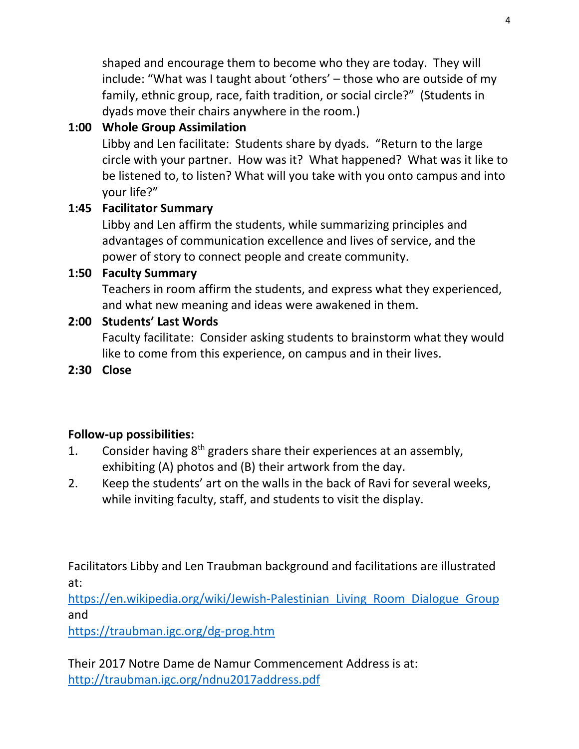shaped and encourage them to become who they are today. They will include: "What was I taught about 'others' – those who are outside of my family, ethnic group, race, faith tradition, or social circle?" (Students in dyads move their chairs anywhere in the room.)

**1:00 Whole Group Assimilation**
Libby and Len facilitate: Students share by dyads. "Return to the large circle with your partner. How was it? What happened? What was it like to be listened to, to listen? What will you take with you onto campus and into your life?"

**1:45 Facilitator Summary**
Libby and Len affirm the students, while summarizing principles and advantages of communication excellence and lives of service, and the power of story to connect people and create community.

**1:50 Faculty Summary**
Teachers in room affirm the students, and express what they experienced, and what new meaning and ideas were awakened in them.

**2:00 Students' Last Words**
Faculty facilitate: Consider asking students to brainstorm what they would like to come from this experience, on campus and in their lives.

**2:30 Close**

**Follow-up possibilities:**

1. Consider having 8th graders share their experiences at an assembly, exhibiting (A) photos and (B) their artwork from the day.
2. Keep the students' art on the walls in the back of Ravi for several weeks, while inviting faculty, staff, and students to visit the display.

Facilitators Libby and Len Traubman background and facilitations are illustrated at:
https://en.wikipedia.org/wiki/Jewish-Palestinian_Living_Room_Dialogue_Group
and
https://traubman.igc.org/dg-prog.htm

Their 2017 Notre Dame de Namur Commencement Address is at:
http://traubman.igc.org/ndnu2017address.pdf